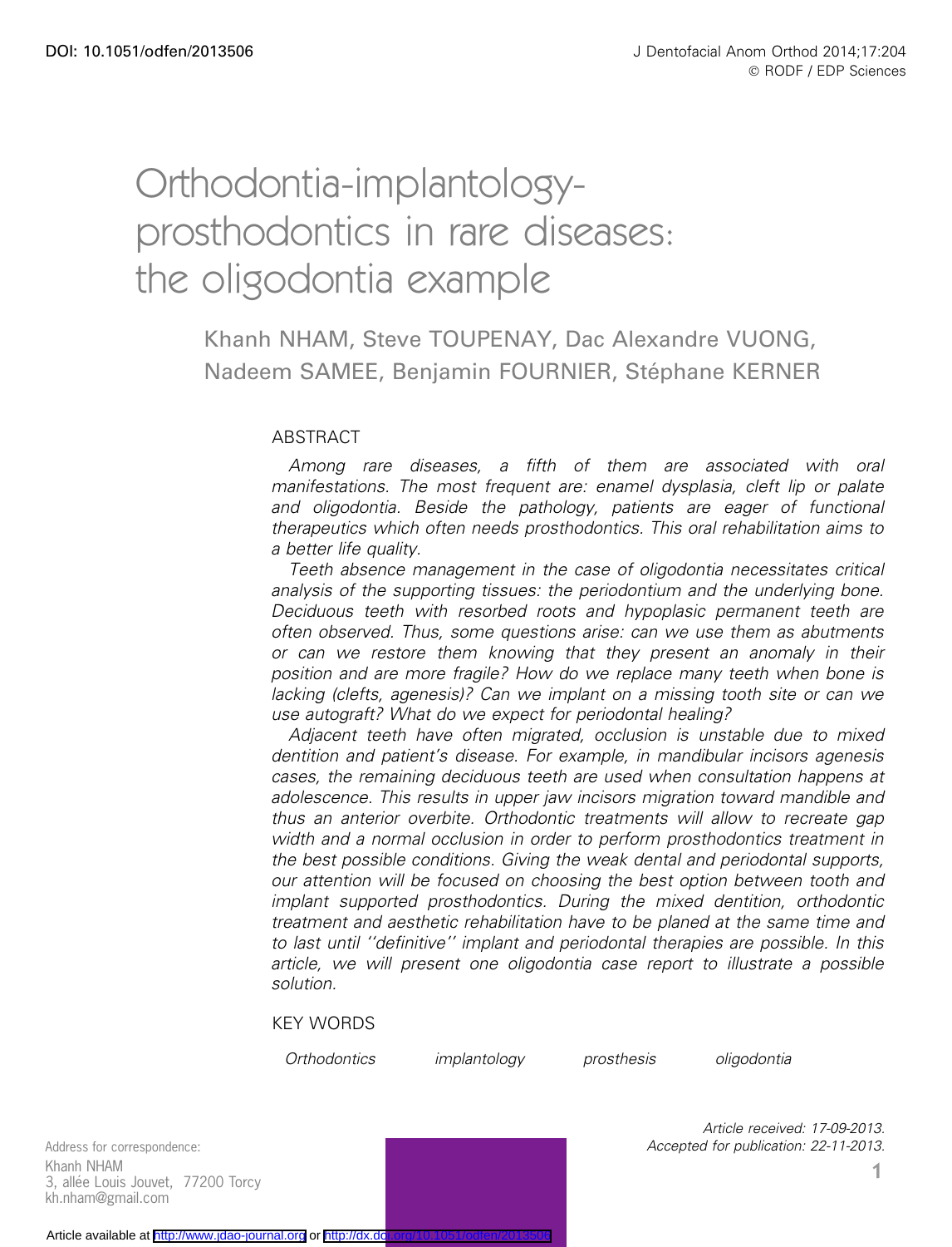DOI: 10.1051/odfen/2013506

# Orthodontia-implantology-prosthodontics in rare diseases: the oligodontia example

Khanh NHAM, Steve TOUPENAY, Dac Alexandre VUONG, Nadeem SAMEE, Benjamin FOURNIER, Stéphane KERNER

## ABSTRACT

*Among rare diseases, a fifth of them are associated with oral manifestations. The most frequent are: enamel dysplasia, cleft lip or palate and oligodontia. Beside the pathology, patients are eager of functional therapeutics which often needs prosthodontics. This oral rehabilitation aims to a better life quality.*

*Teeth absence management in the case of oligodontia necessitates critical analysis of the supporting tissues: the periodontium and the underlying bone. Deciduous teeth with resorbed roots and hypoplasic permanent teeth are often observed. Thus, some questions arise: can we use them as abutments or can we restore them knowing that they present an anomaly in their position and are more fragile? How do we replace many teeth when bone is lacking (clefts, agenesis)? Can we implant on a missing tooth site or can we use autograft? What do we expect for periodontal healing?*

*Adjacent teeth have often migrated, occlusion is unstable due to mixed dentition and patient's disease. For example, in mandibular incisors agenesis cases, the remaining deciduous teeth are used when consultation happens at adolescence. This results in upper jaw incisors migration toward mandible and thus an anterior overbite. Orthodontic treatments will allow to recreate gap width and a normal occlusion in order to perform prosthodontics treatment in the best possible conditions. Giving the weak dental and periodontal supports, our attention will be focused on choosing the best option between tooth and implant supported prosthodontics. During the mixed dentition, orthodontic treatment and aesthetic rehabilitation have to be planed at the same time and to last until ''definitive'' implant and periodontal therapies are possible. In this article, we will present one oligodontia case report to illustrate a possible solution.*

## KEY WORDS

*Orthodontics* *implantology* *prosthesis* *oligodontia*

Address for correspondence:
Khanh NHAM
3, allée Louis Jouvet, 77200 Torcy
kh.nham@gmail.com

*Article received: 17-09-2013.*
*Accepted for publication: 22-11-2013.*

Article available at http://www.jdao-journal.org or http://dx.doi.org/10.1051/odfen/2013506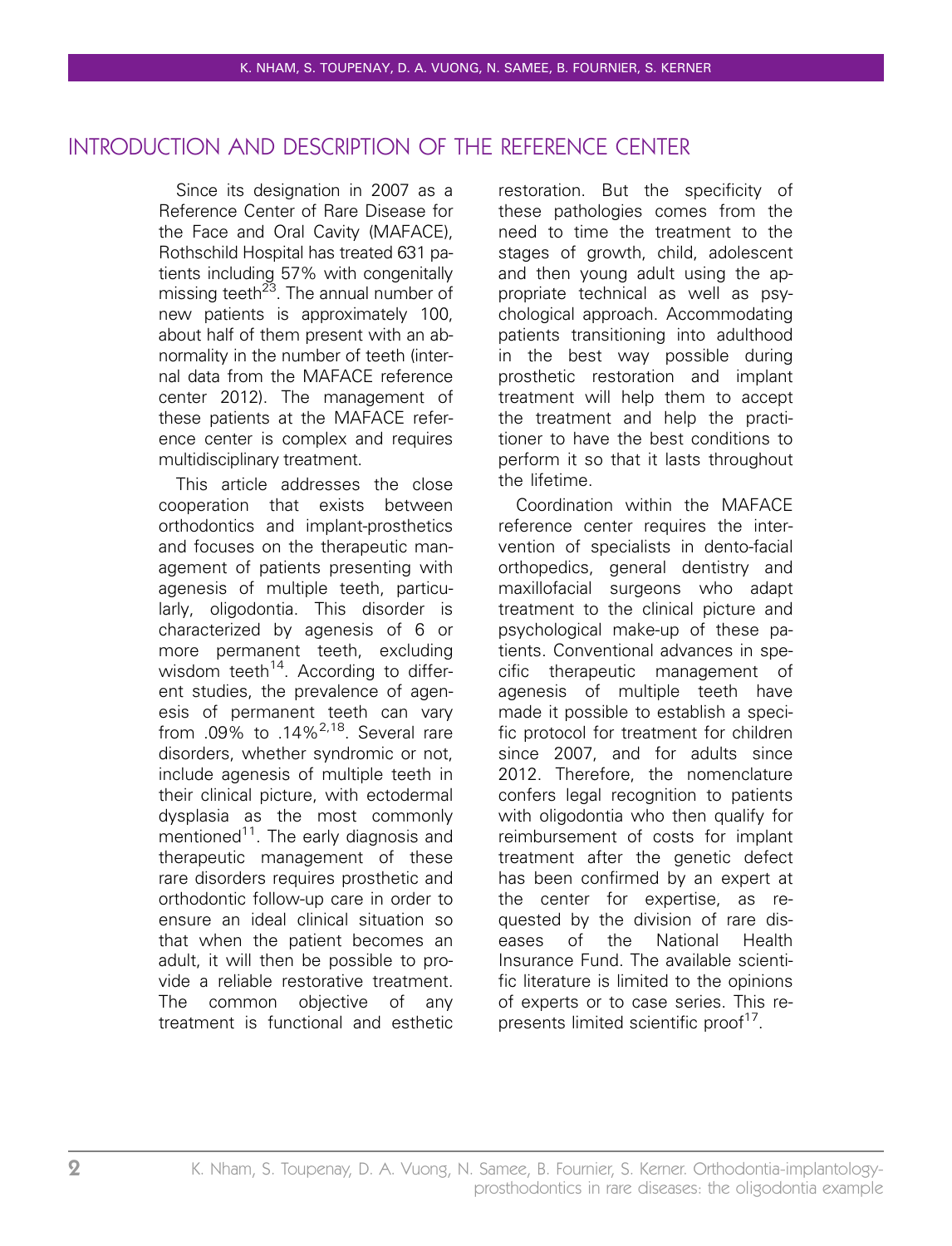## INTRODUCTION AND DESCRIPTION OF THE REFERENCE CENTER

Since its designation in 2007 as a Reference Center of Rare Disease for the Face and Oral Cavity (MAFACE), Rothschild Hospital has treated 631 patients including 57% with congenitally missing teeth[23]. The annual number of new patients is approximately 100, about half of them present with an abnormality in the number of teeth (internal data from the MAFACE reference center 2012). The management of these patients at the MAFACE reference center is complex and requires multidisciplinary treatment.

This article addresses the close cooperation that exists between orthodontics and implant-prosthetics and focuses on the therapeutic management of patients presenting with agenesis of multiple teeth, particularly, oligodontia. This disorder is characterized by agenesis of 6 or more permanent teeth, excluding wisdom teeth[14]. According to different studies, the prevalence of agenesis of permanent teeth can vary from .09% to .14%[2,18]. Several rare disorders, whether syndromic or not, include agenesis of multiple teeth in their clinical picture, with ectodermal dysplasia as the most commonly mentioned[11]. The early diagnosis and therapeutic management of these rare disorders requires prosthetic and orthodontic follow-up care in order to ensure an ideal clinical situation so that when the patient becomes an adult, it will then be possible to provide a reliable restorative treatment. The common objective of any treatment is functional and esthetic restoration. But the specificity of these pathologies comes from the need to time the treatment to the stages of growth, child, adolescent and then young adult using the appropriate technical as well as psychological approach. Accommodating patients transitioning into adulthood in the best way possible during prosthetic restoration and implant treatment will help them to accept the treatment and help the practitioner to have the best conditions to perform it so that it lasts throughout the lifetime.

Coordination within the MAFACE reference center requires the intervention of specialists in dento-facial orthopedics, general dentistry and maxillofacial surgeons who adapt treatment to the clinical picture and psychological make-up of these patients. Conventional advances in specific therapeutic management of agenesis of multiple teeth have made it possible to establish a specific protocol for treatment for children since 2007, and for adults since 2012. Therefore, the nomenclature confers legal recognition to patients with oligodontia who then qualify for reimbursement of costs for implant treatment after the genetic defect has been confirmed by an expert at the center for expertise, as requested by the division of rare diseases of the National Health Insurance Fund. The available scientific literature is limited to the opinions of experts or to case series. This represents limited scientific proof[17].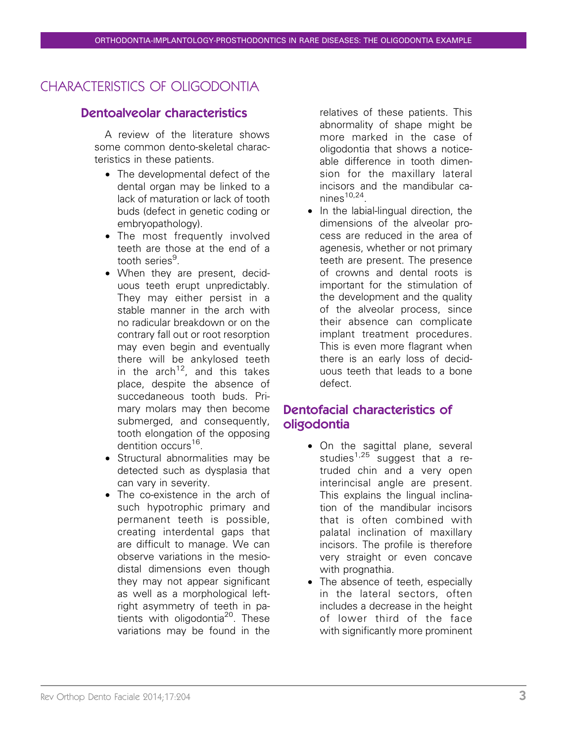# CHARACTERISTICS OF OLIGODONTIA

## Dentoalveolar characteristics

A review of the literature shows some common dento-skeletal characteristics in these patients.

- The developmental defect of the dental organ may be linked to a lack of maturation or lack of tooth buds (defect in genetic coding or embryopathology).
- The most frequently involved teeth are those at the end of a tooth series[9].
- When they are present, deciduous teeth erupt unpredictably. They may either persist in a stable manner in the arch with no radicular breakdown or on the contrary fall out or root resorption may even begin and eventually there will be ankylosed teeth in the arch[12], and this takes place, despite the absence of succedaneous tooth buds. Primary molars may then become submerged, and consequently, tooth elongation of the opposing dentition occurs[16].
- Structural abnormalities may be detected such as dysplasia that can vary in severity.
- The co-existence in the arch of such hypotrophic primary and permanent teeth is possible, creating interdental gaps that are difficult to manage. We can observe variations in the mesiodistal dimensions even though they may not appear significant as well as a morphological left-right asymmetry of teeth in patients with oligodontia[20]. These variations may be found in the relatives of these patients. This abnormality of shape might be more marked in the case of oligodontia that shows a noticeable difference in tooth dimension for the maxillary lateral incisors and the mandibular canines[10,24].
- In the labial-lingual direction, the dimensions of the alveolar process are reduced in the area of agenesis, whether or not primary teeth are present. The presence of crowns and dental roots is important for the stimulation of the development and the quality of the alveolar process, since their absence can complicate implant treatment procedures. This is even more flagrant when there is an early loss of deciduous teeth that leads to a bone defect.

## Dentofacial characteristics of oligodontia

- On the sagittal plane, several studies[1,25] suggest that a retruded chin and a very open interincisal angle are present. This explains the lingual inclination of the mandibular incisors that is often combined with palatal inclination of maxillary incisors. The profile is therefore very straight or even concave with prognathia.
- The absence of teeth, especially in the lateral sectors, often includes a decrease in the height of lower third of the face with significantly more prominent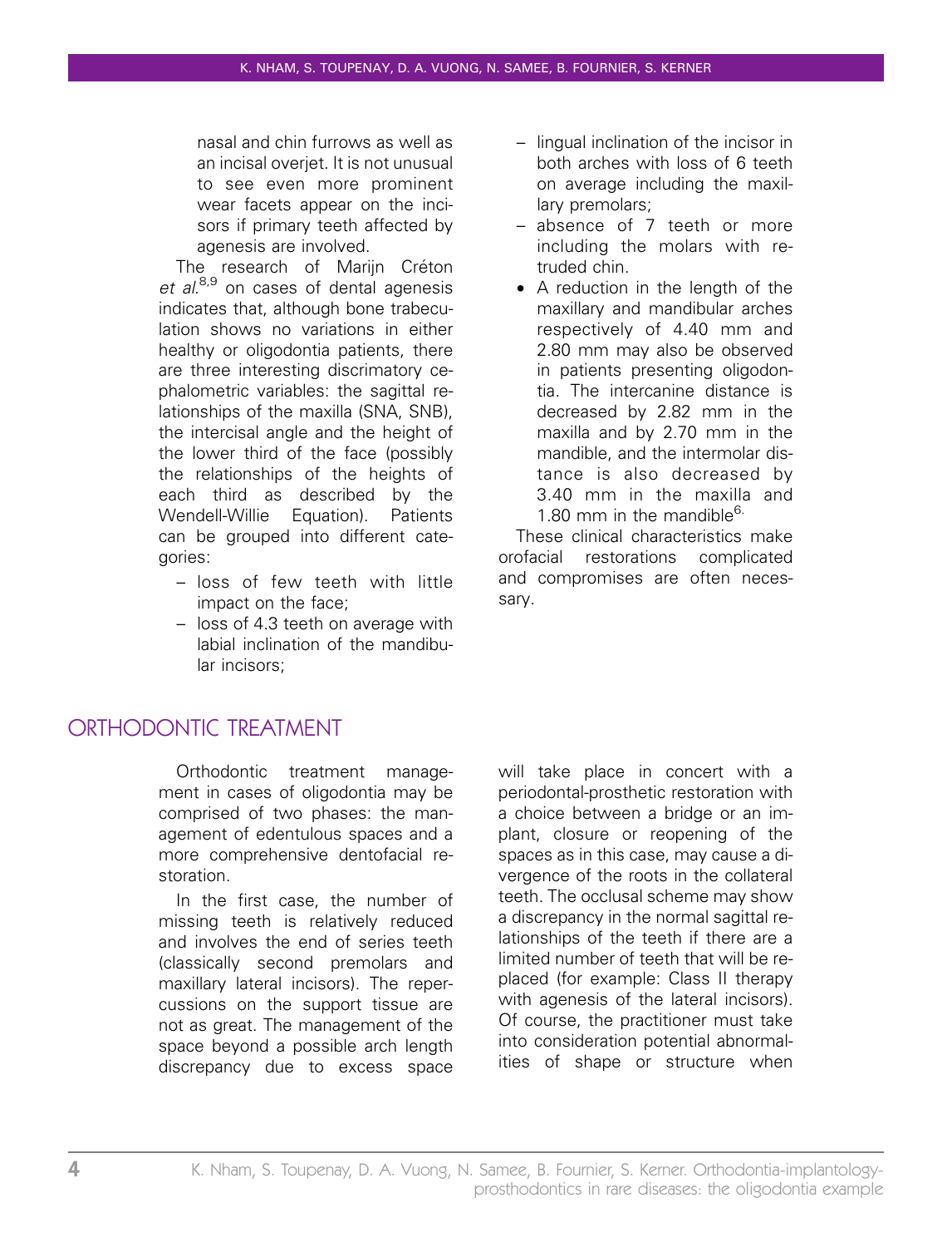nasal and chin furrows as well as an incisal overjet. It is not unusual to see even more prominent wear facets appear on the incisors if primary teeth affected by agenesis are involved.

The research of Marijn Créton *et al.*[8,9] on cases of dental agenesis indicates that, although bone trabeculation shows no variations in either healthy or oligodontia patients, there are three interesting discriminatory cephalometric variables: the sagittal relationships of the maxilla (SNA, SNB), the intercisal angle and the height of the lower third of the face (possibly the relationships of the heights of each third as described by the Wendell-Willie Equation). Patients can be grouped into different categories:

- loss of few teeth with little impact on the face;
- loss of 4.3 teeth on average with labial inclination of the mandibular incisors;
- lingual inclination of the incisor in both arches with loss of 6 teeth on average including the maxillary premolars;
- absence of 7 teeth or more including the molars with retruded chin.

- A reduction in the length of the maxillary and mandibular arches respectively of 4.40 mm and 2.80 mm may also be observed in patients presenting oligodontia. The intercanine distance is decreased by 2.82 mm in the maxilla and by 2.70 mm in the mandible, and the intermolar distance is also decreased by 3.40 mm in the maxilla and 1.80 mm in the mandible[6].

These clinical characteristics make orofacial restorations complicated and compromises are often necessary.

## ORTHODONTIC TREATMENT

Orthodontic treatment management in cases of oligodontia may be comprised of two phases: the management of edentulous spaces and a more comprehensive dentofacial restoration.

In the first case, the number of missing teeth is relatively reduced and involves the end of series teeth (classically second premolars and maxillary lateral incisors). The repercussions on the support tissue are not as great. The management of the space beyond a possible arch length discrepancy due to excess space will take place in concert with a periodontal-prosthetic restoration with a choice between a bridge or an implant, closure or reopening of the spaces as in this case, may cause a divergence of the roots in the collateral teeth. The occlusal scheme may show a discrepancy in the normal sagittal relationships of the teeth if there are a limited number of teeth that will be replaced (for example: Class II therapy with agenesis of the lateral incisors). Of course, the practitioner must take into consideration potential abnormalities of shape or structure when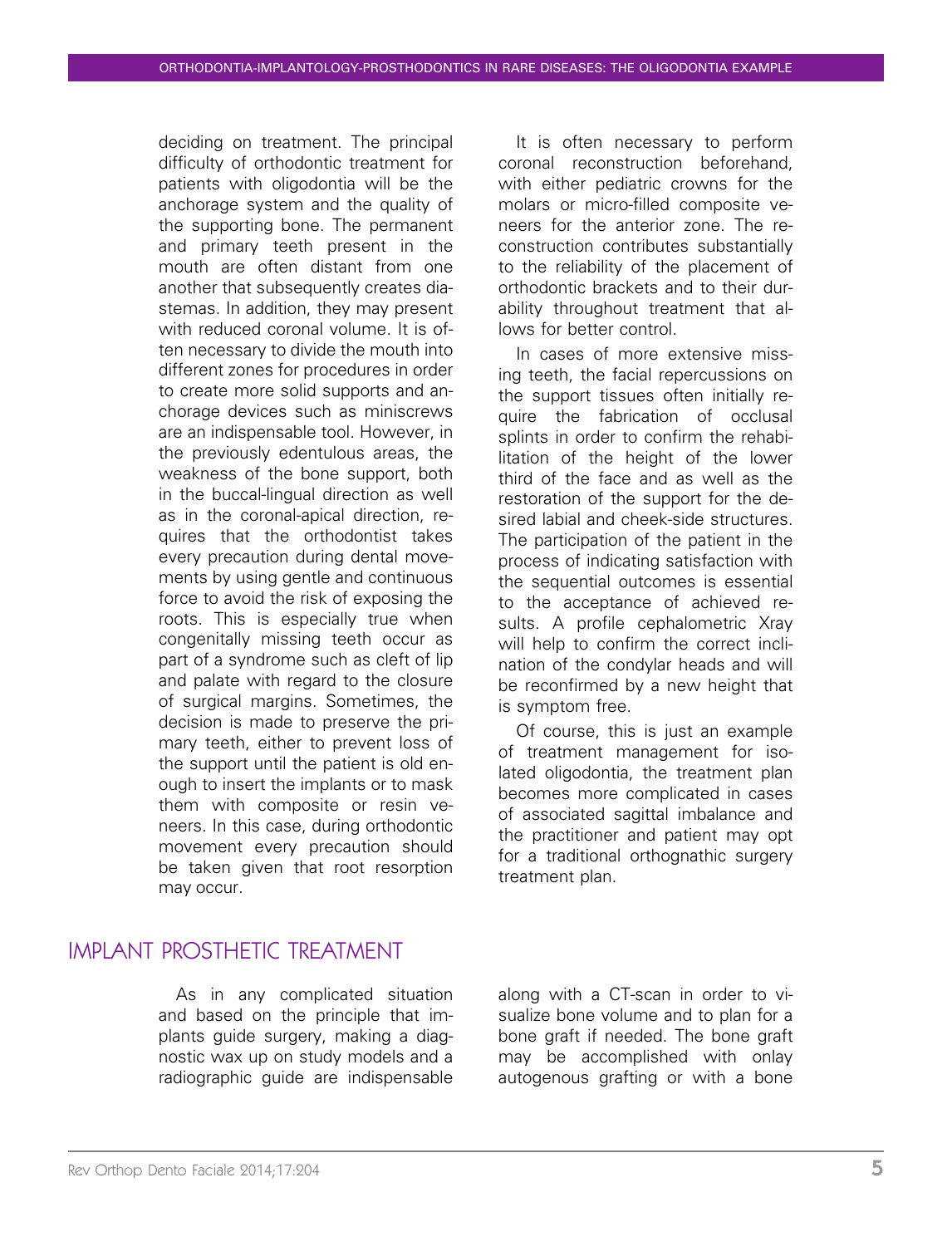deciding on treatment. The principal difficulty of orthodontic treatment for patients with oligodontia will be the anchorage system and the quality of the supporting bone. The permanent and primary teeth present in the mouth are often distant from one another that subsequently creates diastemas. In addition, they may present with reduced coronal volume. It is often necessary to divide the mouth into different zones for procedures in order to create more solid supports and anchorage devices such as miniscrews are an indispensable tool. However, in the previously edentulous areas, the weakness of the bone support, both in the buccal-lingual direction as well as in the coronal-apical direction, requires that the orthodontist takes every precaution during dental movements by using gentle and continuous force to avoid the risk of exposing the roots. This is especially true when congenitally missing teeth occur as part of a syndrome such as cleft of lip and palate with regard to the closure of surgical margins. Sometimes, the decision is made to preserve the primary teeth, either to prevent loss of the support until the patient is old enough to insert the implants or to mask them with composite or resin veneers. In this case, during orthodontic movement every precaution should be taken given that root resorption may occur.

It is often necessary to perform coronal reconstruction beforehand, with either pediatric crowns for the molars or micro-filled composite veneers for the anterior zone. The reconstruction contributes substantially to the reliability of the placement of orthodontic brackets and to their durability throughout treatment that allows for better control.

In cases of more extensive missing teeth, the facial repercussions on the support tissues often initially require the fabrication of occlusal splints in order to confirm the rehabilitation of the height of the lower third of the face and as well as the restoration of the support for the desired labial and cheek-side structures. The participation of the patient in the process of indicating satisfaction with the sequential outcomes is essential to the acceptance of achieved results. A profile cephalometric Xray will help to confirm the correct inclination of the condylar heads and will be reconfirmed by a new height that is symptom free.

Of course, this is just an example of treatment management for isolated oligodontia, the treatment plan becomes more complicated in cases of associated sagittal imbalance and the practitioner and patient may opt for a traditional orthognathic surgery treatment plan.

## IMPLANT PROSTHETIC TREATMENT

As in any complicated situation and based on the principle that implants guide surgery, making a diagnostic wax up on study models and a radiographic guide are indispensable along with a CT-scan in order to visualize bone volume and to plan for a bone graft if needed. The bone graft may be accomplished with onlay autogenous grafting or with a bone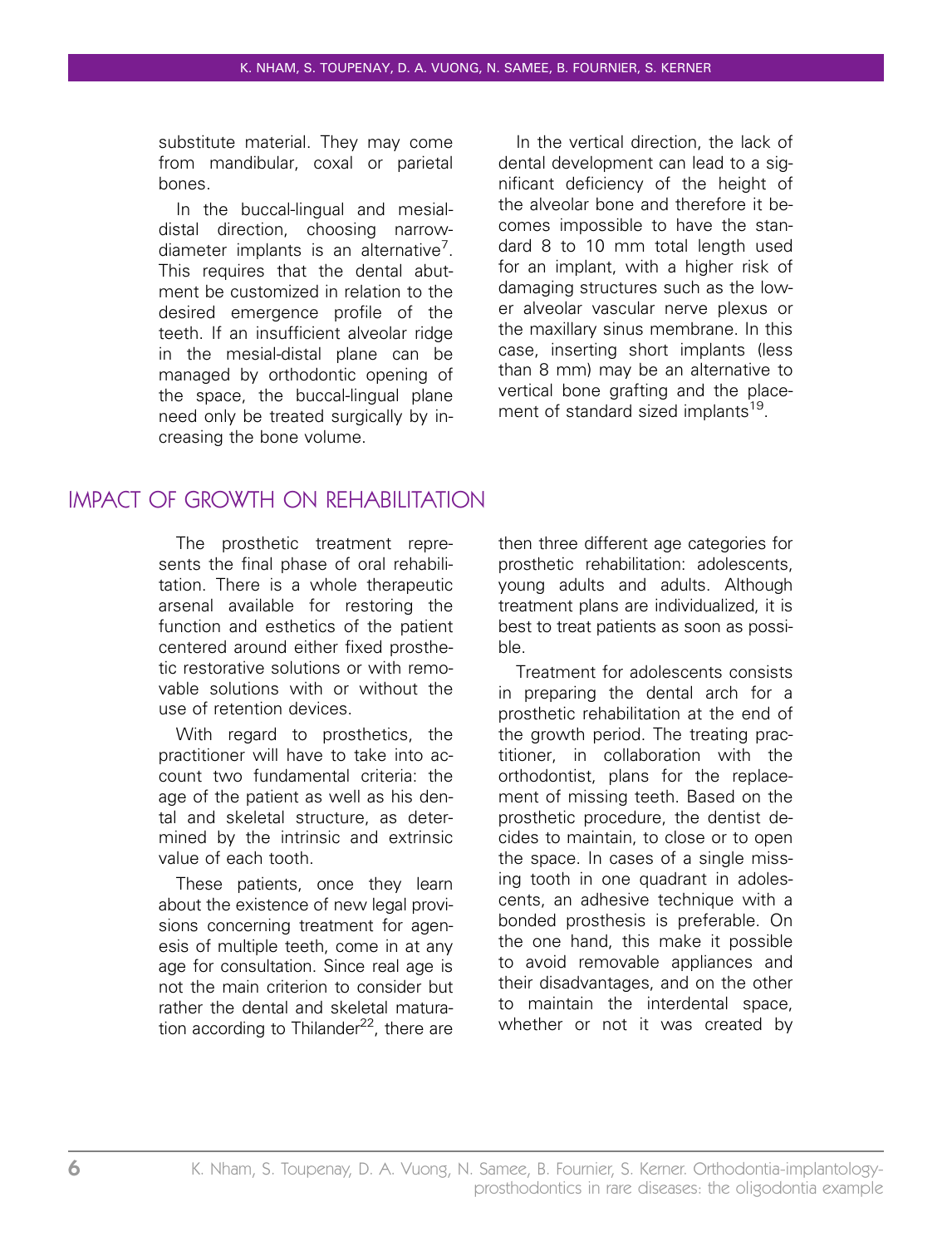substitute material. They may come from mandibular, coxal or parietal bones.

In the buccal-lingual and mesial-distal direction, choosing narrow-diameter implants is an alternative[7]. This requires that the dental abutment be customized in relation to the desired emergence profile of the teeth. If an insufficient alveolar ridge in the mesial-distal plane can be managed by orthodontic opening of the space, the buccal-lingual plane need only be treated surgically by increasing the bone volume.

In the vertical direction, the lack of dental development can lead to a significant deficiency of the height of the alveolar bone and therefore it becomes impossible to have the standard 8 to 10 mm total length used for an implant, with a higher risk of damaging structures such as the lower alveolar vascular nerve plexus or the maxillary sinus membrane. In this case, inserting short implants (less than 8 mm) may be an alternative to vertical bone grafting and the placement of standard sized implants[19].

## IMPACT OF GROWTH ON REHABILITATION

The prosthetic treatment represents the final phase of oral rehabilitation. There is a whole therapeutic arsenal available for restoring the function and esthetics of the patient centered around either fixed prosthetic restorative solutions or with removable solutions with or without the use of retention devices.

With regard to prosthetics, the practitioner will have to take into account two fundamental criteria: the age of the patient as well as his dental and skeletal structure, as determined by the intrinsic and extrinsic value of each tooth.

These patients, once they learn about the existence of new legal provisions concerning treatment for agenesis of multiple teeth, come in at any age for consultation. Since real age is not the main criterion to consider but rather the dental and skeletal maturation according to Thilander[22], there are then three different age categories for prosthetic rehabilitation: adolescents, young adults and adults. Although treatment plans are individualized, it is best to treat patients as soon as possible.

Treatment for adolescents consists in preparing the dental arch for a prosthetic rehabilitation at the end of the growth period. The treating practitioner, in collaboration with the orthodontist, plans for the replacement of missing teeth. Based on the prosthetic procedure, the dentist decides to maintain, to close or to open the space. In cases of a single missing tooth in one quadrant in adolescents, an adhesive technique with a bonded prosthesis is preferable. On the one hand, this make it possible to avoid removable appliances and their disadvantages, and on the other to maintain the interdental space, whether or not it was created by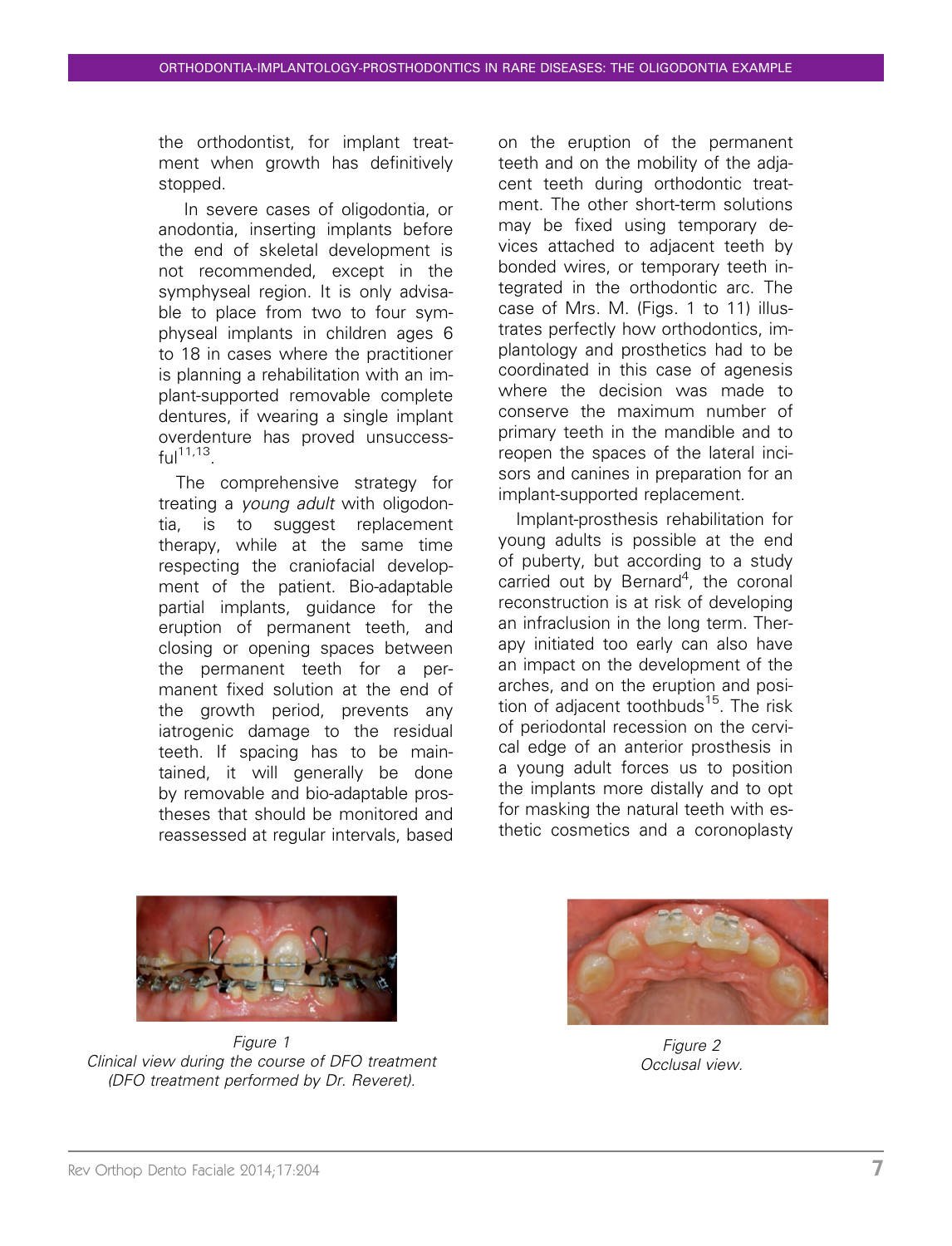the orthodontist, for implant treatment when growth has definitively stopped.

In severe cases of oligodontia, or anodontia, inserting implants before the end of skeletal development is not recommended, except in the symphyseal region. It is only advisable to place from two to four symphyseal implants in children ages 6 to 18 in cases where the practitioner is planning a rehabilitation with an implant-supported removable complete dentures, if wearing a single implant overdenture has proved unsuccessful[11,13].

The comprehensive strategy for treating a *young adult* with oligodontia, is to suggest replacement therapy, while at the same time respecting the craniofacial development of the patient. Bio-adaptable partial implants, guidance for the eruption of permanent teeth, and closing or opening spaces between the permanent teeth for a permanent fixed solution at the end of the growth period, prevents any iatrogenic damage to the residual teeth. If spacing has to be maintained, it will generally be done by removable and bio-adaptable prostheses that should be monitored and reassessed at regular intervals, based on the eruption of the permanent teeth and on the mobility of the adjacent teeth during orthodontic treatment. The other short-term solutions may be fixed using temporary devices attached to adjacent teeth by bonded wires, or temporary teeth integrated in the orthodontic arc. The case of Mrs. M. (Figs. 1 to 11) illustrates perfectly how orthodontics, implantology and prosthetics had to be coordinated in this case of agenesis where the decision was made to conserve the maximum number of primary teeth in the mandible and to reopen the spaces of the lateral incisors and canines in preparation for an implant-supported replacement.

Implant-prosthesis rehabilitation for young adults is possible at the end of puberty, but according to a study carried out by Bernard[4], the coronal reconstruction is at risk of developing an infraclusion in the long term. Therapy initiated too early can also have an impact on the development of the arches, and on the eruption and position of adjacent toothbuds[15]. The risk of periodontal recession on the cervical edge of an anterior prosthesis in a young adult forces us to position the implants more distally and to opt for masking the natural teeth with esthetic cosmetics and a coronoplasty

*Figure 1*
*Clinical view during the course of DFO treatment (DFO treatment performed by Dr. Reveret).*

*Figure 2*
*Occlusal view.*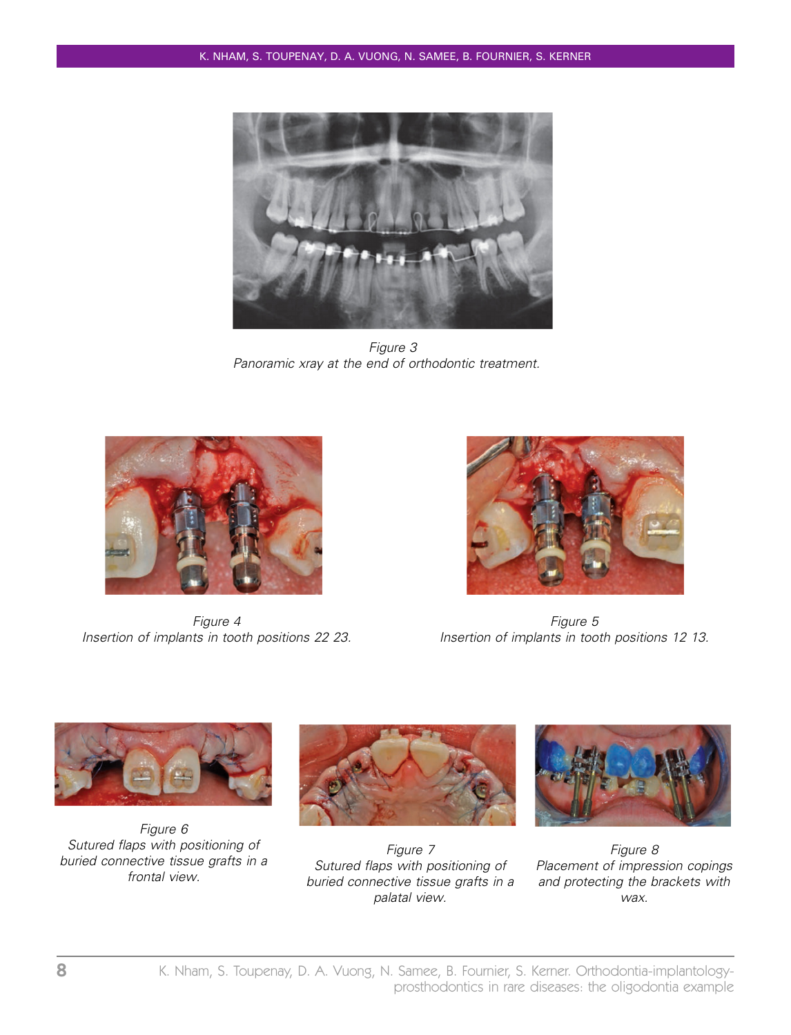Figure 3
Panoramic xray at the end of orthodontic treatment.

Figure 4
Insertion of implants in tooth positions 22 23.

Figure 5
Insertion of implants in tooth positions 12 13.

Figure 6
Sutured flaps with positioning of buried connective tissue grafts in a frontal view.

Figure 7
Sutured flaps with positioning of buried connective tissue grafts in a palatal view.

Figure 8
Placement of impression copings and protecting the brackets with wax.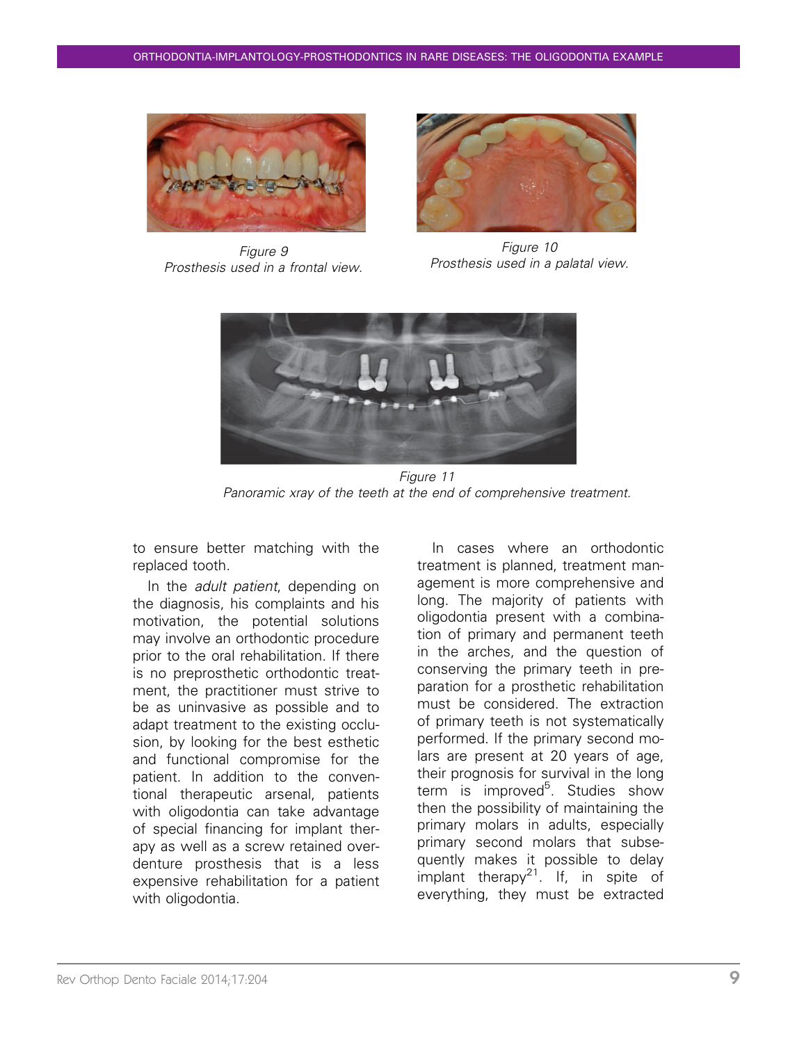Figure 9
*Prosthesis used in a frontal view.*

Figure 10
*Prosthesis used in a palatal view.*

Figure 11
*Panoramic xray of the teeth at the end of comprehensive treatment.*

to ensure better matching with the replaced tooth.

In the *adult patient*, depending on the diagnosis, his complaints and his motivation, the potential solutions may involve an orthodontic procedure prior to the oral rehabilitation. If there is no preprosthetic orthodontic treatment, the practitioner must strive to be as uninvasive as possible and to adapt treatment to the existing occlusion, by looking for the best esthetic and functional compromise for the patient. In addition to the conventional therapeutic arsenal, patients with oligodontia can take advantage of special financing for implant therapy as well as a screw retained overdenture prosthesis that is a less expensive rehabilitation for a patient with oligodontia.

In cases where an orthodontic treatment is planned, treatment management is more comprehensive and long. The majority of patients with oligodontia present with a combination of primary and permanent teeth in the arches, and the question of conserving the primary teeth in preparation for a prosthetic rehabilitation must be considered. The extraction of primary teeth is not systematically performed. If the primary second molars are present at 20 years of age, their prognosis for survival in the long term is improved[5]. Studies show then the possibility of maintaining the primary molars in adults, especially primary second molars that subsequently makes it possible to delay implant therapy[21]. If, in spite of everything, they must be extracted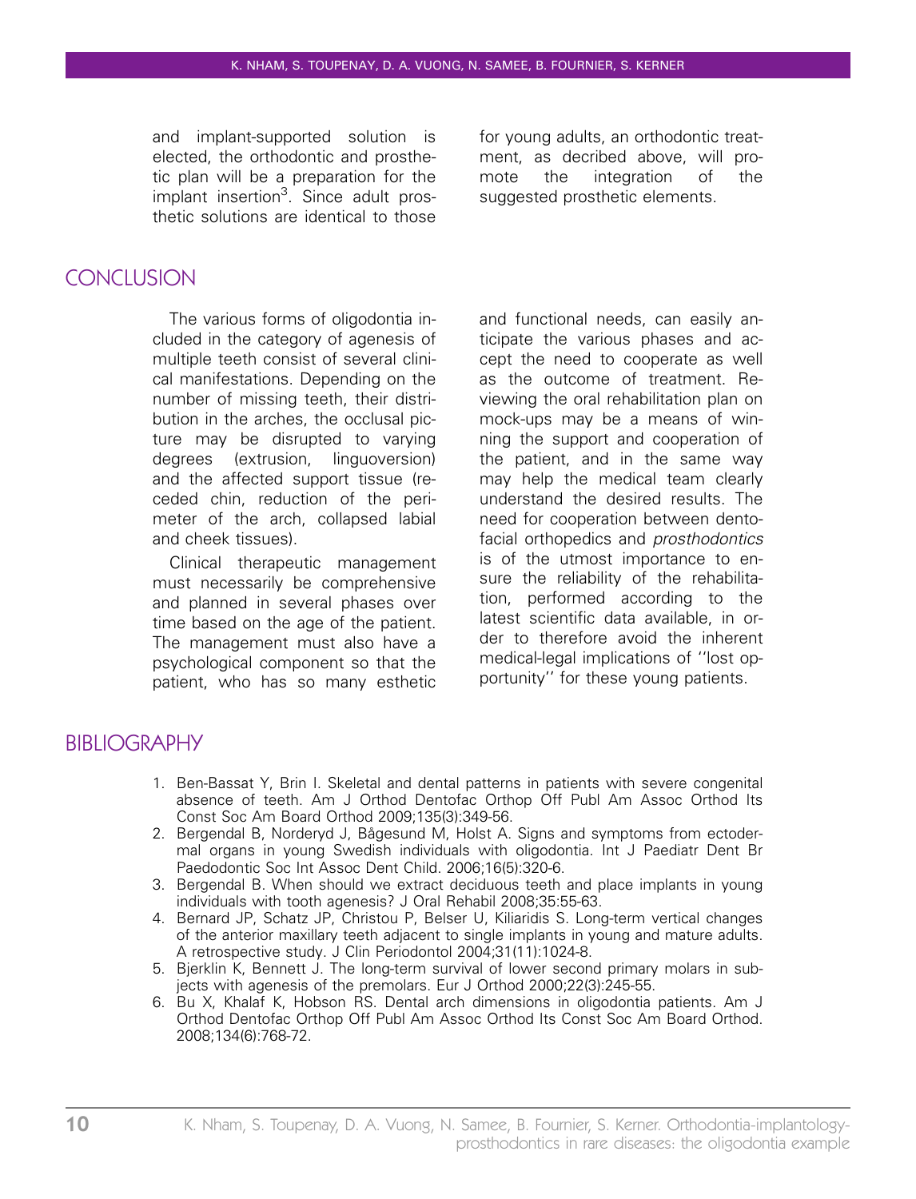and implant-supported solution is elected, the orthodontic and prosthetic plan will be a preparation for the implant insertion[3]. Since adult prosthetic solutions are identical to those for young adults, an orthodontic treatment, as decribed above, will promote the integration of the suggested prosthetic elements.

## CONCLUSION

The various forms of oligodontia included in the category of agenesis of multiple teeth consist of several clinical manifestations. Depending on the number of missing teeth, their distribution in the arches, the occlusal picture may be disrupted to varying degrees (extrusion, linguoversion) and the affected support tissue (receded chin, reduction of the perimeter of the arch, collapsed labial and cheek tissues).

Clinical therapeutic management must necessarily be comprehensive and planned in several phases over time based on the age of the patient. The management must also have a psychological component so that the patient, who has so many esthetic and functional needs, can easily anticipate the various phases and accept the need to cooperate as well as the outcome of treatment. Reviewing the oral rehabilitation plan on mock-ups may be a means of winning the support and cooperation of the patient, and in the same way may help the medical team clearly understand the desired results. The need for cooperation between dentofacial orthopedics and *prosthodontics* is of the utmost importance to ensure the reliability of the rehabilitation, performed according to the latest scientific data available, in order to therefore avoid the inherent medical-legal implications of ''lost opportunity'' for these young patients.

## BIBLIOGRAPHY

1. Ben-Bassat Y, Brin I. Skeletal and dental patterns in patients with severe congenital absence of teeth. Am J Orthod Dentofac Orthop Off Publ Am Assoc Orthod Its Const Soc Am Board Orthod 2009;135(3):349-56.
2. Bergendal B, Norderyd J, Bågesund M, Holst A. Signs and symptoms from ectodermal organs in young Swedish individuals with oligodontia. Int J Paediatr Dent Br Paedodontic Soc Int Assoc Dent Child. 2006;16(5):320-6.
3. Bergendal B. When should we extract deciduous teeth and place implants in young individuals with tooth agenesis? J Oral Rehabil 2008;35:55-63.
4. Bernard JP, Schatz JP, Christou P, Belser U, Kiliaridis S. Long-term vertical changes of the anterior maxillary teeth adjacent to single implants in young and mature adults. A retrospective study. J Clin Periodontol 2004;31(11):1024-8.
5. Bjerklin K, Bennett J. The long-term survival of lower second primary molars in subjects with agenesis of the premolars. Eur J Orthod 2000;22(3):245-55.
6. Bu X, Khalaf K, Hobson RS. Dental arch dimensions in oligodontia patients. Am J Orthod Dentofac Orthop Off Publ Am Assoc Orthod Its Const Soc Am Board Orthod. 2008;134(6):768-72.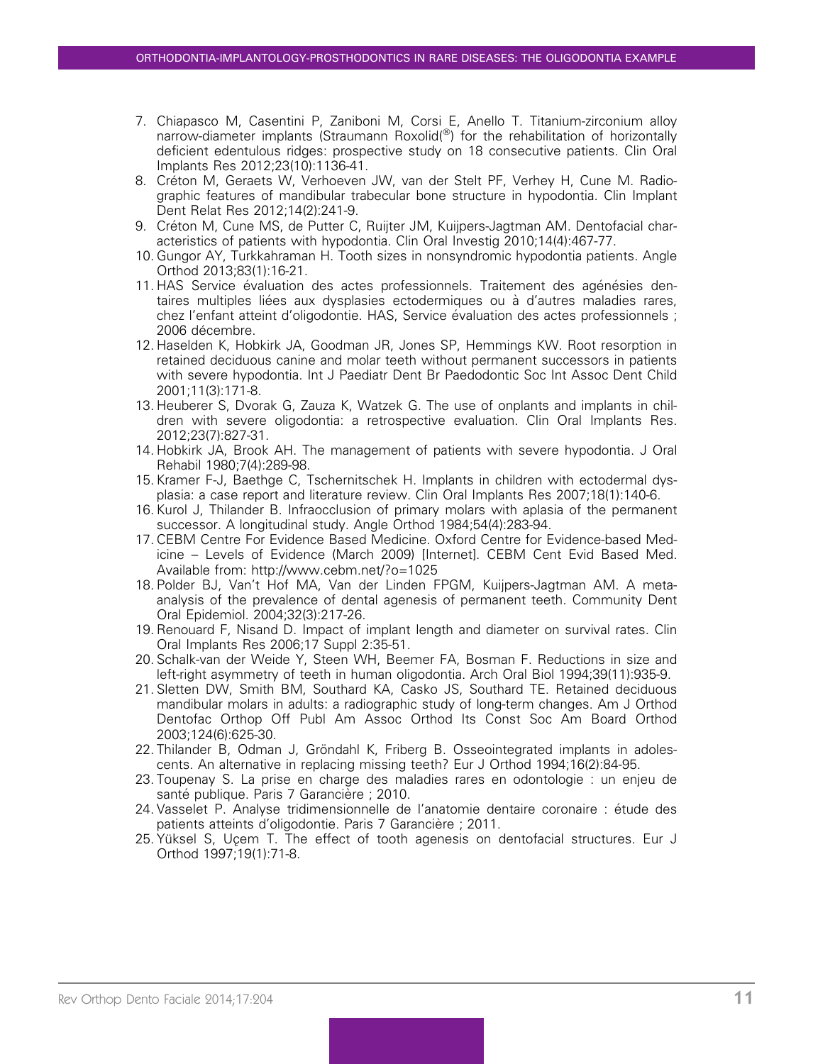7. Chiapasco M, Casentini P, Zaniboni M, Corsi E, Anello T. Titanium-zirconium alloy narrow-diameter implants (Straumann Roxolid(®) for the rehabilitation of horizontally deficient edentulous ridges: prospective study on 18 consecutive patients. Clin Oral Implants Res 2012;23(10):1136-41.
8. Créton M, Geraets W, Verhoeven JW, van der Stelt PF, Verhey H, Cune M. Radiographic features of mandibular trabecular bone structure in hypodontia. Clin Implant Dent Relat Res 2012;14(2):241-9.
9. Créton M, Cune MS, de Putter C, Ruijter JM, Kuijpers-Jagtman AM. Dentofacial characteristics of patients with hypodontia. Clin Oral Investig 2010;14(4):467-77.
10. Gungor AY, Turkkahraman H. Tooth sizes in nonsyndromic hypodontia patients. Angle Orthod 2013;83(1):16-21.
11. HAS Service évaluation des actes professionnels. Traitement des agénésies dentaires multiples liées aux dysplasies ectodermiques ou à d'autres maladies rares, chez l'enfant atteint d'oligodontie. HAS, Service évaluation des actes professionnels ; 2006 décembre.
12. Haselden K, Hobkirk JA, Goodman JR, Jones SP, Hemmings KW. Root resorption in retained deciduous canine and molar teeth without permanent successors in patients with severe hypodontia. Int J Paediatr Dent Br Paedodontic Soc Int Assoc Dent Child 2001;11(3):171-8.
13. Heuberer S, Dvorak G, Zauza K, Watzek G. The use of onplants and implants in children with severe oligodontia: a retrospective evaluation. Clin Oral Implants Res. 2012;23(7):827-31.
14. Hobkirk JA, Brook AH. The management of patients with severe hypodontia. J Oral Rehabil 1980;7(4):289-98.
15. Kramer F-J, Baethge C, Tschernitschek H. Implants in children with ectodermal dysplasia: a case report and literature review. Clin Oral Implants Res 2007;18(1):140-6.
16. Kurol J, Thilander B. Infraocclusion of primary molars with aplasia of the permanent successor. A longitudinal study. Angle Orthod 1984;54(4):283-94.
17. CEBM Centre For Evidence Based Medicine. Oxford Centre for Evidence-based Medicine – Levels of Evidence (March 2009) [Internet]. CEBM Cent Evid Based Med. Available from: http://www.cebm.net/?o=1025
18. Polder BJ, Van't Hof MA, Van der Linden FPGM, Kuijpers-Jagtman AM. A meta-analysis of the prevalence of dental agenesis of permanent teeth. Community Dent Oral Epidemiol. 2004;32(3):217-26.
19. Renouard F, Nisand D. Impact of implant length and diameter on survival rates. Clin Oral Implants Res 2006;17 Suppl 2:35-51.
20. Schalk-van der Weide Y, Steen WH, Beemer FA, Bosman F. Reductions in size and left-right asymmetry of teeth in human oligodontia. Arch Oral Biol 1994;39(11):935-9.
21. Sletten DW, Smith BM, Southard KA, Casko JS, Southard TE. Retained deciduous mandibular molars in adults: a radiographic study of long-term changes. Am J Orthod Dentofac Orthop Off Publ Am Assoc Orthod Its Const Soc Am Board Orthod 2003;124(6):625-30.
22. Thilander B, Odman J, Gröndahl K, Friberg B. Osseointegrated implants in adolescents. An alternative in replacing missing teeth? Eur J Orthod 1994;16(2):84-95.
23. Toupenay S. La prise en charge des maladies rares en odontologie : un enjeu de santé publique. Paris 7 Garancière ; 2010.
24. Vasselet P. Analyse tridimensionnelle de l'anatomie dentaire coronaire : étude des patients atteints d'oligodontie. Paris 7 Garancière ; 2011.
25. Yüksel S, Uçem T. The effect of tooth agenesis on dentofacial structures. Eur J Orthod 1997;19(1):71-8.